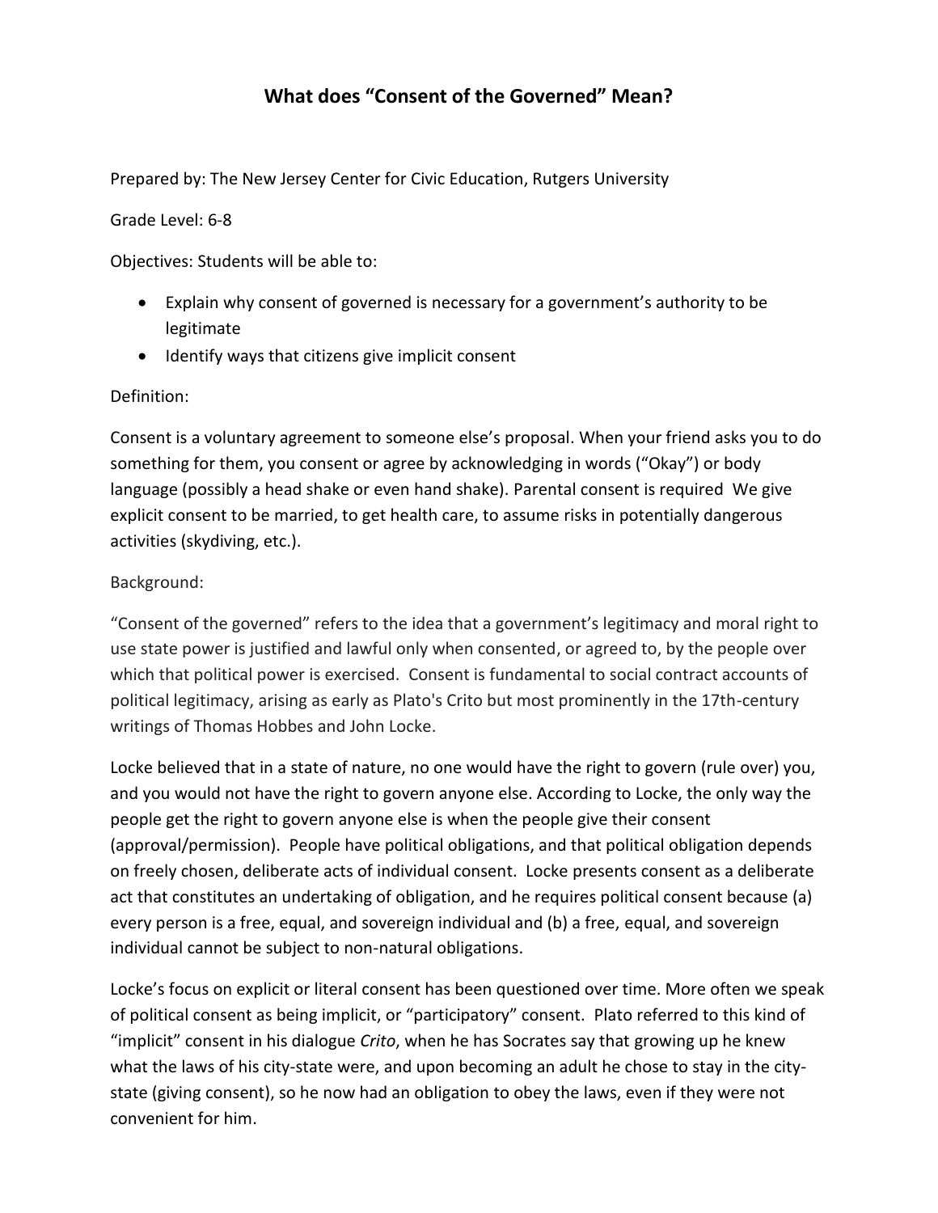# What does "Consent of the Governed" Mean?

Prepared by: The New Jersey Center for Civic Education, Rutgers University

Grade Level: 6-8

Objectives: Students will be able to:

- Explain why consent of governed is necessary for a government's authority to be legitimate
- Identify ways that citizens give implicit consent

Definition:

Consent is a voluntary agreement to someone else's proposal. When your friend asks you to do something for them, you consent or agree by acknowledging in words ("Okay") or body language (possibly a head shake or even hand shake). Parental consent is required  We give explicit consent to be married, to get health care, to assume risks in potentially dangerous activities (skydiving, etc.).

Background:

"Consent of the governed" refers to the idea that a government's legitimacy and moral right to use state power is justified and lawful only when consented, or agreed to, by the people over which that political power is exercised.  Consent is fundamental to social contract accounts of political legitimacy, arising as early as Plato's Crito but most prominently in the 17th-century writings of Thomas Hobbes and John Locke.

Locke believed that in a state of nature, no one would have the right to govern (rule over) you, and you would not have the right to govern anyone else. According to Locke, the only way the people get the right to govern anyone else is when the people give their consent (approval/permission).  People have political obligations, and that political obligation depends on freely chosen, deliberate acts of individual consent.  Locke presents consent as a deliberate act that constitutes an undertaking of obligation, and he requires political consent because (a) every person is a free, equal, and sovereign individual and (b) a free, equal, and sovereign individual cannot be subject to non-natural obligations.

Locke's focus on explicit or literal consent has been questioned over time. More often we speak of political consent as being implicit, or "participatory" consent.  Plato referred to this kind of "implicit" consent in his dialogue *Crito*, when he has Socrates say that growing up he knew what the laws of his city-state were, and upon becoming an adult he chose to stay in the city-state (giving consent), so he now had an obligation to obey the laws, even if they were not convenient for him.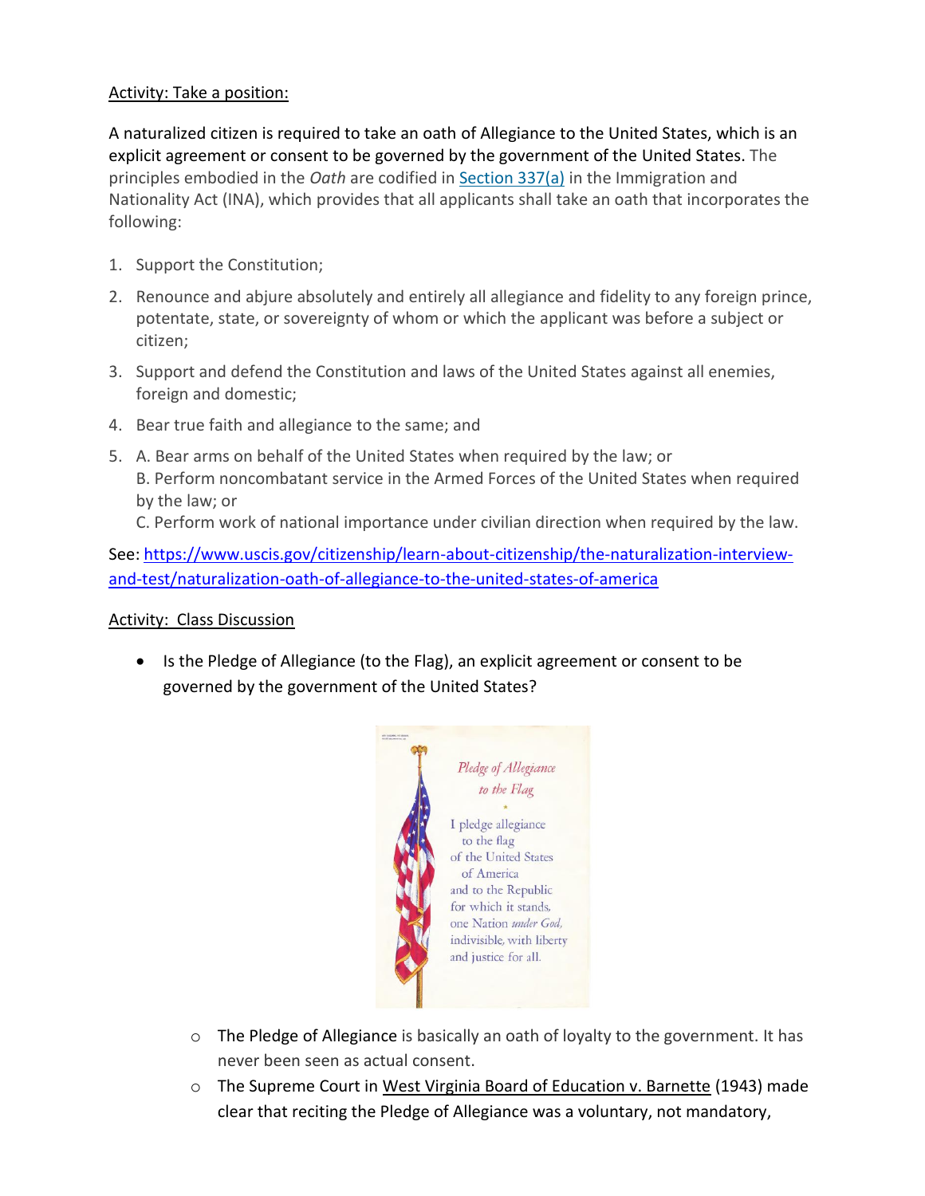Activity: Take a position:

A naturalized citizen is required to take an oath of Allegiance to the United States, which is an explicit agreement or consent to be governed by the government of the United States. The principles embodied in the *Oath* are codified in Section 337(a) in the Immigration and Nationality Act (INA), which provides that all applicants shall take an oath that incorporates the following:

1. Support the Constitution;
2. Renounce and abjure absolutely and entirely all allegiance and fidelity to any foreign prince, potentate, state, or sovereignty of whom or which the applicant was before a subject or citizen;
3. Support and defend the Constitution and laws of the United States against all enemies, foreign and domestic;
4. Bear true faith and allegiance to the same; and
5. A. Bear arms on behalf of the United States when required by the law; or
   B. Perform noncombatant service in the Armed Forces of the United States when required by the law; or
   C. Perform work of national importance under civilian direction when required by the law.

See: https://www.uscis.gov/citizenship/learn-about-citizenship/the-naturalization-interview-and-test/naturalization-oath-of-allegiance-to-the-united-states-of-america

Activity: Class Discussion

- Is the Pledge of Allegiance (to the Flag), an explicit agreement or consent to be governed by the government of the United States?

*Pledge of Allegiance to the Flag*

I pledge allegiance
to the flag
of the United States
of America
and to the Republic
for which it stands,
one Nation *under God*,
indivisible, with liberty
and justice for all.

  - The Pledge of Allegiance is basically an oath of loyalty to the government. It has never been seen as actual consent.
  - The Supreme Court in West Virginia Board of Education v. Barnette (1943) made clear that reciting the Pledge of Allegiance was a voluntary, not mandatory,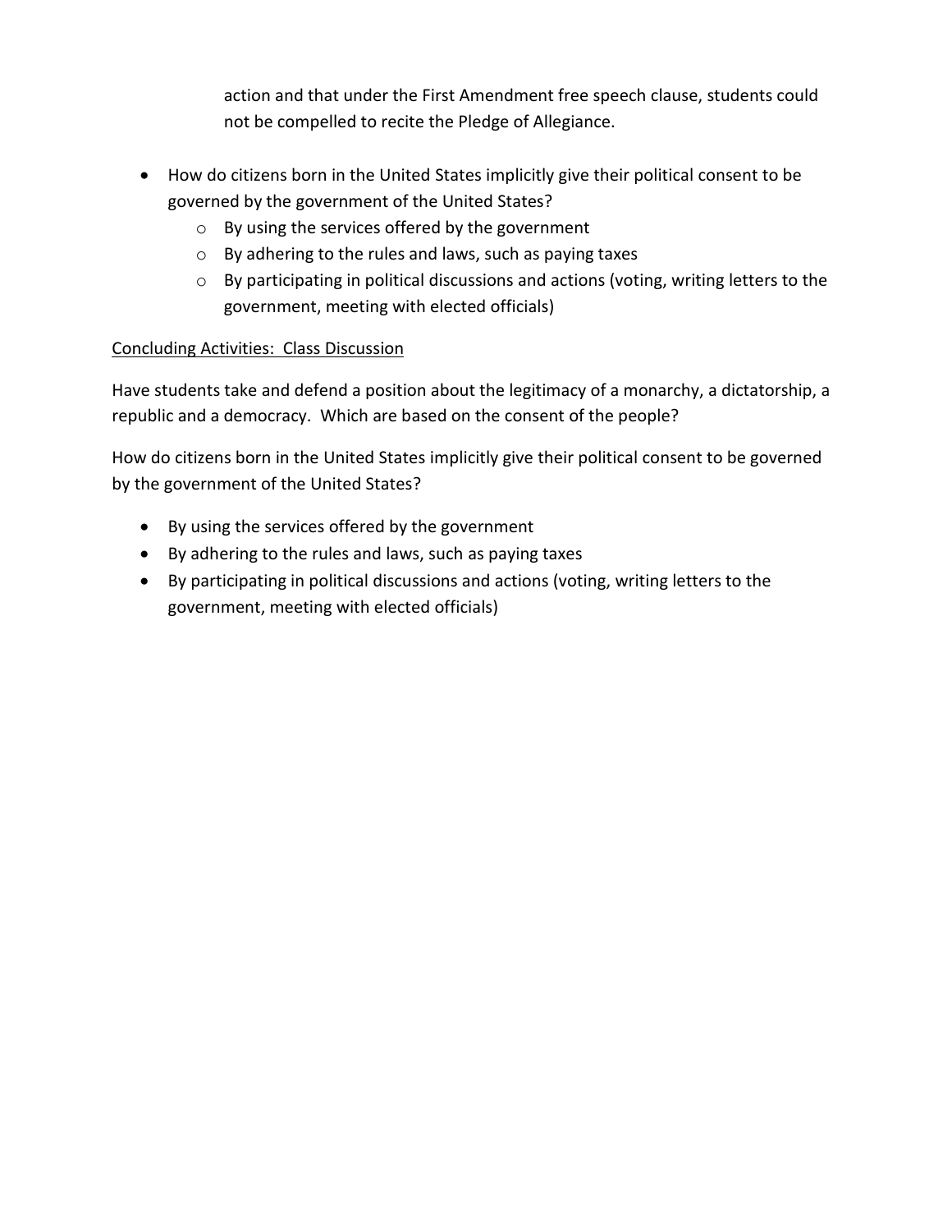action and that under the First Amendment free speech clause, students could not be compelled to recite the Pledge of Allegiance.

- How do citizens born in the United States implicitly give their political consent to be governed by the government of the United States?
  - By using the services offered by the government
  - By adhering to the rules and laws, such as paying taxes
  - By participating in political discussions and actions (voting, writing letters to the government, meeting with elected officials)

<u>Concluding Activities: Class Discussion</u>

Have students take and defend a position about the legitimacy of a monarchy, a dictatorship, a republic and a democracy. Which are based on the consent of the people?

How do citizens born in the United States implicitly give their political consent to be governed by the government of the United States?

- By using the services offered by the government
- By adhering to the rules and laws, such as paying taxes
- By participating in political discussions and actions (voting, writing letters to the government, meeting with elected officials)